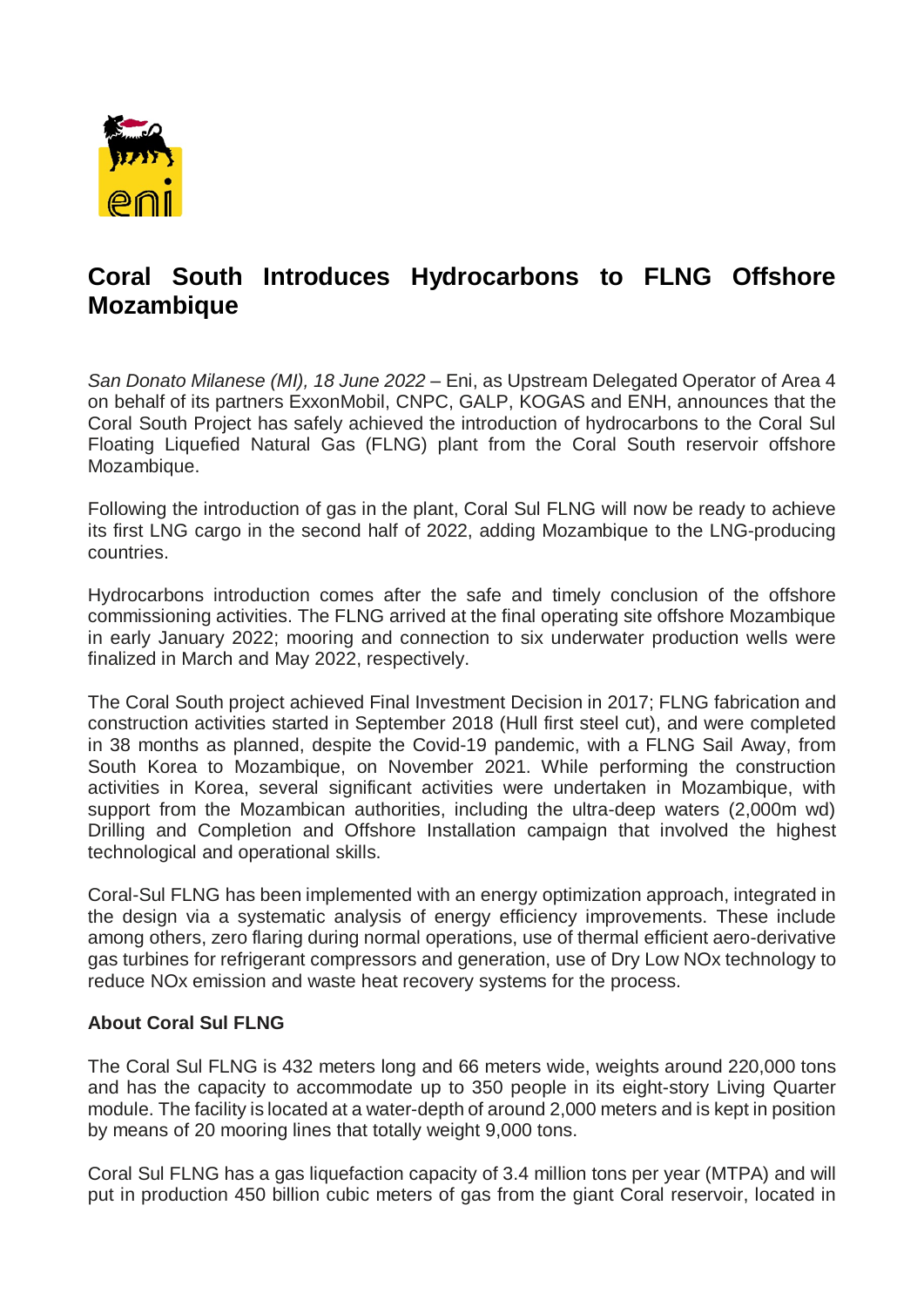# Coral South Introduces Hydrocarbons to FLNG Offshore Mozambique

*San Donato Milanese (MI), 18 June 2022* – Eni, as Upstream Delegated Operator of Area 4 on behalf of its partners ExxonMobil, CNPC, GALP, KOGAS and ENH, announces that the Coral South Project has safely achieved the introduction of hydrocarbons to the Coral Sul Floating Liquefied Natural Gas (FLNG) plant from the Coral South reservoir offshore Mozambique.

Following the introduction of gas in the plant, Coral Sul FLNG will now be ready to achieve its first LNG cargo in the second half of 2022, adding Mozambique to the LNG-producing countries.

Hydrocarbons introduction comes after the safe and timely conclusion of the offshore commissioning activities. The FLNG arrived at the final operating site offshore Mozambique in early January 2022; mooring and connection to six underwater production wells were finalized in March and May 2022, respectively.

The Coral South project achieved Final Investment Decision in 2017; FLNG fabrication and construction activities started in September 2018 (Hull first steel cut), and were completed in 38 months as planned, despite the Covid-19 pandemic, with a FLNG Sail Away, from South Korea to Mozambique, on November 2021. While performing the construction activities in Korea, several significant activities were undertaken in Mozambique, with support from the Mozambican authorities, including the ultra-deep waters (2,000m wd) Drilling and Completion and Offshore Installation campaign that involved the highest technological and operational skills.

Coral-Sul FLNG has been implemented with an energy optimization approach, integrated in the design via a systematic analysis of energy efficiency improvements. These include among others, zero flaring during normal operations, use of thermal efficient aero-derivative gas turbines for refrigerant compressors and generation, use of Dry Low NOx technology to reduce NOx emission and waste heat recovery systems for the process.

**About Coral Sul FLNG**

The Coral Sul FLNG is 432 meters long and 66 meters wide, weights around 220,000 tons and has the capacity to accommodate up to 350 people in its eight-story Living Quarter module. The facility is located at a water-depth of around 2,000 meters and is kept in position by means of 20 mooring lines that totally weight 9,000 tons.

Coral Sul FLNG has a gas liquefaction capacity of 3.4 million tons per year (MTPA) and will put in production 450 billion cubic meters of gas from the giant Coral reservoir, located in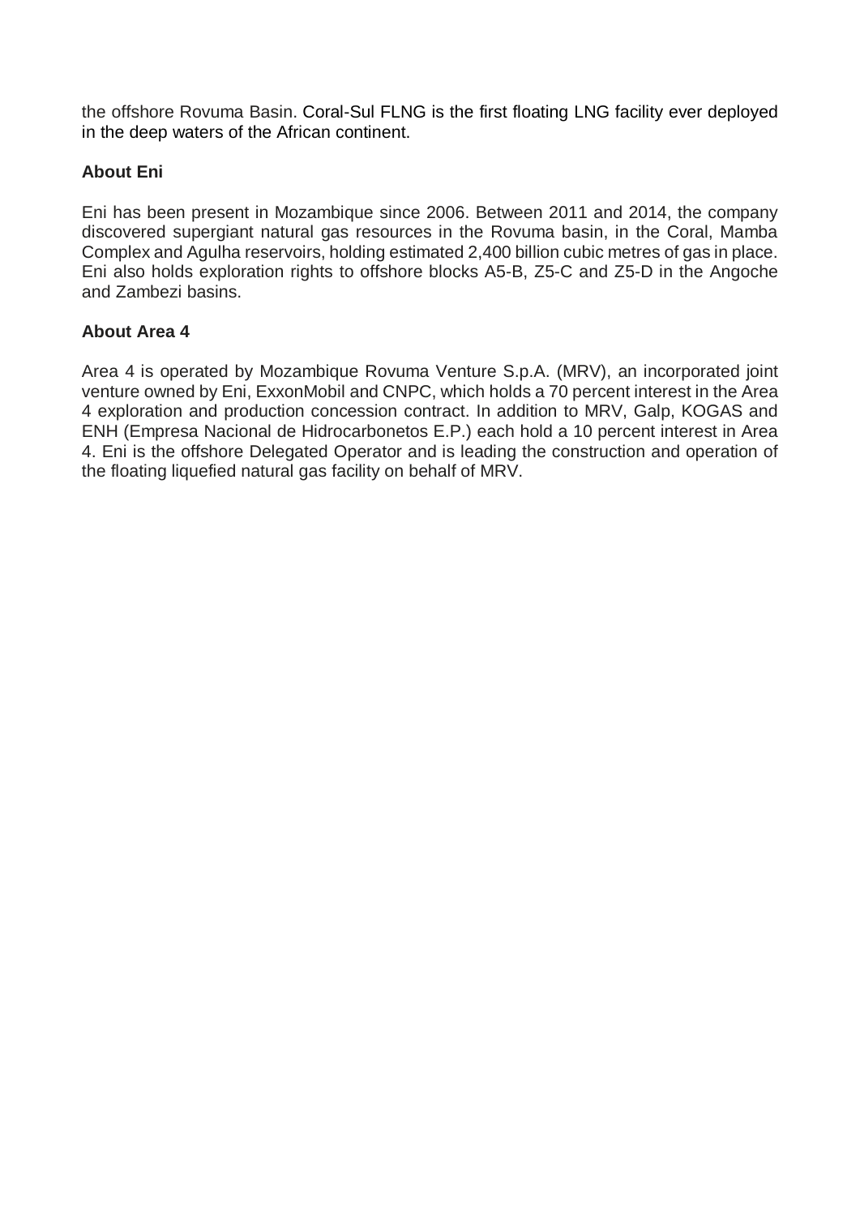the offshore Rovuma Basin. Coral-Sul FLNG is the first floating LNG facility ever deployed in the deep waters of the African continent.

**About Eni**

Eni has been present in Mozambique since 2006. Between 2011 and 2014, the company discovered supergiant natural gas resources in the Rovuma basin, in the Coral, Mamba Complex and Agulha reservoirs, holding estimated 2,400 billion cubic metres of gas in place. Eni also holds exploration rights to offshore blocks A5-B, Z5-C and Z5-D in the Angoche and Zambezi basins.

**About Area 4**

Area 4 is operated by Mozambique Rovuma Venture S.p.A. (MRV), an incorporated joint venture owned by Eni, ExxonMobil and CNPC, which holds a 70 percent interest in the Area 4 exploration and production concession contract. In addition to MRV, Galp, KOGAS and ENH (Empresa Nacional de Hidrocarbonetos E.P.) each hold a 10 percent interest in Area 4. Eni is the offshore Delegated Operator and is leading the construction and operation of the floating liquefied natural gas facility on behalf of MRV.